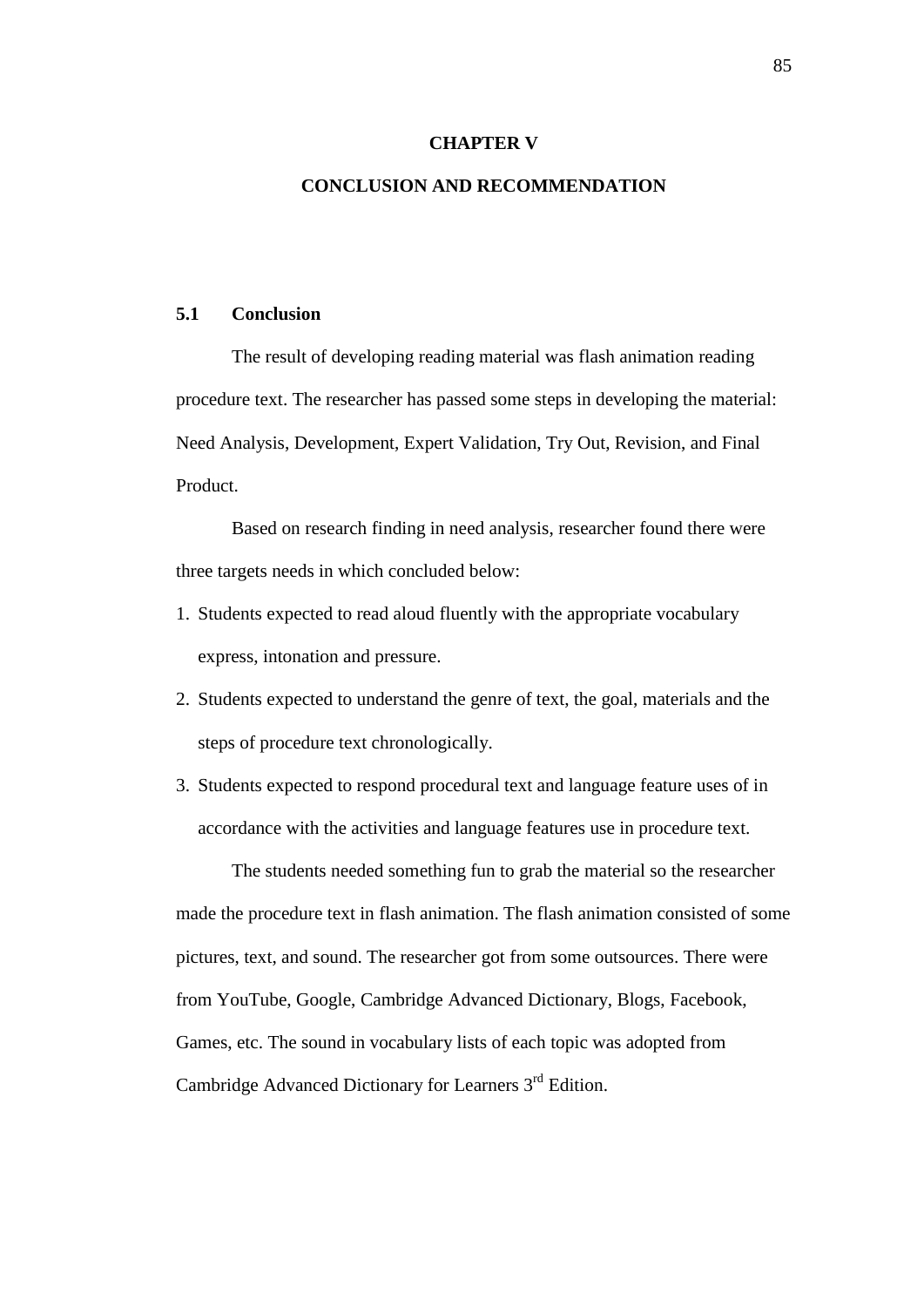# CHAPTER V

# CONCLUSION AND RECOMMENDATION

## 5.1 Conclusion

The result of developing reading material was flash animation reading procedure text. The researcher has passed some steps in developing the material: Need Analysis, Development, Expert Validation, Try Out, Revision, and Final Product.

Based on research finding in need analysis, researcher found there were three targets needs in which concluded below:

1. Students expected to read aloud fluently with the appropriate vocabulary express, intonation and pressure.
2. Students expected to understand the genre of text, the goal, materials and the steps of procedure text chronologically.
3. Students expected to respond procedural text and language feature uses of in accordance with the activities and language features use in procedure text.

The students needed something fun to grab the material so the researcher made the procedure text in flash animation. The flash animation consisted of some pictures, text, and sound. The researcher got from some outsources. There were from YouTube, Google, Cambridge Advanced Dictionary, Blogs, Facebook, Games, etc. The sound in vocabulary lists of each topic was adopted from Cambridge Advanced Dictionary for Learners 3rd Edition.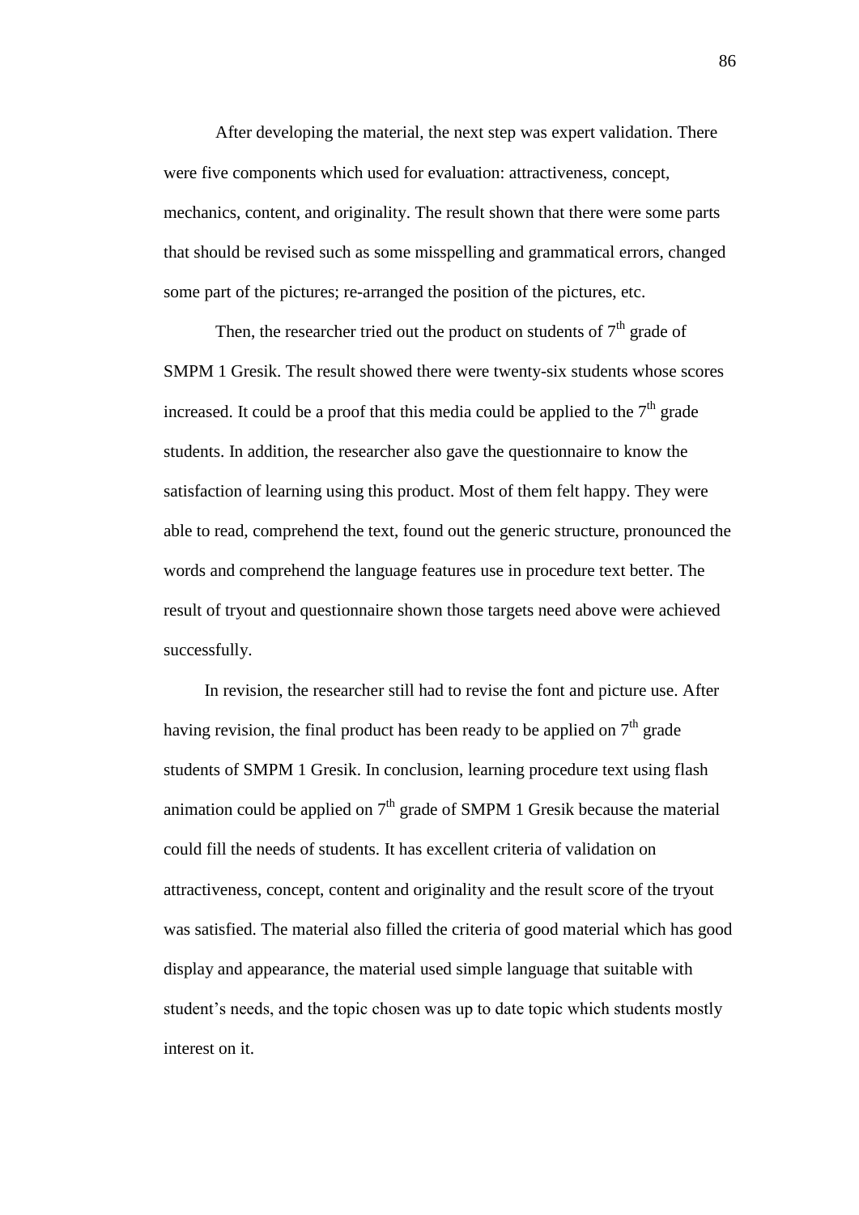After developing the material, the next step was expert validation. There were five components which used for evaluation: attractiveness, concept, mechanics, content, and originality. The result shown that there were some parts that should be revised such as some misspelling and grammatical errors, changed some part of the pictures; re-arranged the position of the pictures, etc.

Then, the researcher tried out the product on students of 7th grade of SMPM 1 Gresik. The result showed there were twenty-six students whose scores increased. It could be a proof that this media could be applied to the 7th grade students. In addition, the researcher also gave the questionnaire to know the satisfaction of learning using this product. Most of them felt happy. They were able to read, comprehend the text, found out the generic structure, pronounced the words and comprehend the language features use in procedure text better. The result of tryout and questionnaire shown those targets need above were achieved successfully.

In revision, the researcher still had to revise the font and picture use. After having revision, the final product has been ready to be applied on 7th grade students of SMPM 1 Gresik. In conclusion, learning procedure text using flash animation could be applied on 7th grade of SMPM 1 Gresik because the material could fill the needs of students. It has excellent criteria of validation on attractiveness, concept, content and originality and the result score of the tryout was satisfied. The material also filled the criteria of good material which has good display and appearance, the material used simple language that suitable with student's needs, and the topic chosen was up to date topic which students mostly interest on it.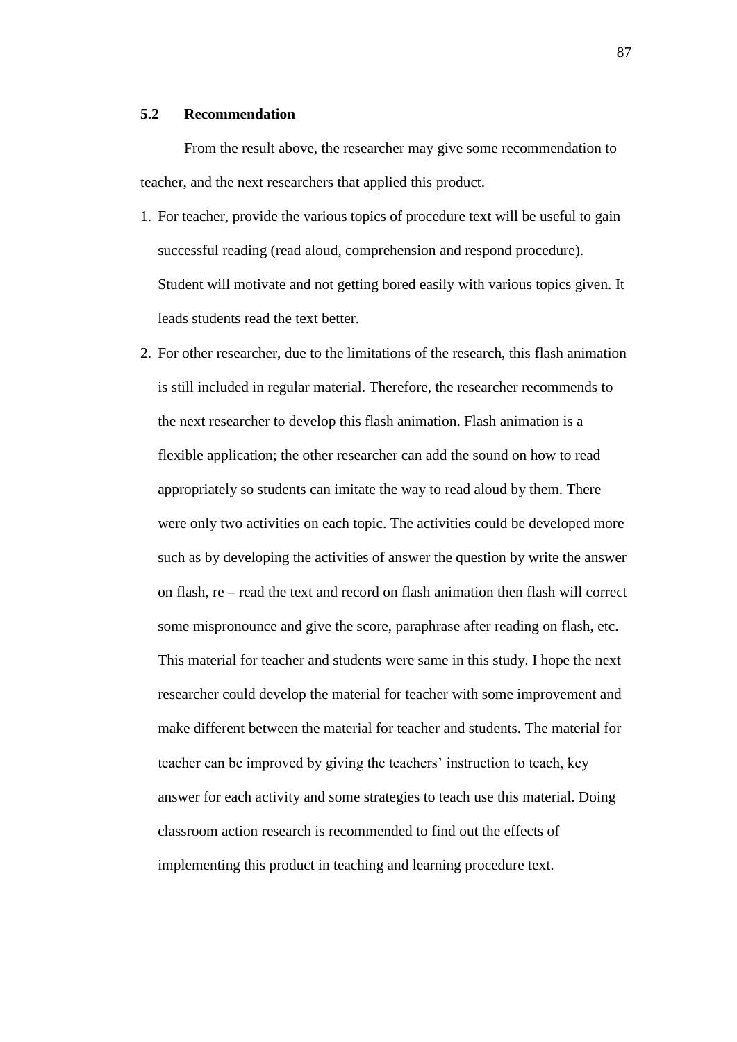## 5.2 Recommendation

From the result above, the researcher may give some recommendation to teacher, and the next researchers that applied this product.

1. For teacher, provide the various topics of procedure text will be useful to gain successful reading (read aloud, comprehension and respond procedure). Student will motivate and not getting bored easily with various topics given. It leads students read the text better.
2. For other researcher, due to the limitations of the research, this flash animation is still included in regular material. Therefore, the researcher recommends to the next researcher to develop this flash animation. Flash animation is a flexible application; the other researcher can add the sound on how to read appropriately so students can imitate the way to read aloud by them. There were only two activities on each topic. The activities could be developed more such as by developing the activities of answer the question by write the answer on flash, re – read the text and record on flash animation then flash will correct some mispronounce and give the score, paraphrase after reading on flash, etc. This material for teacher and students were same in this study. I hope the next researcher could develop the material for teacher with some improvement and make different between the material for teacher and students. The material for teacher can be improved by giving the teachers' instruction to teach, key answer for each activity and some strategies to teach use this material. Doing classroom action research is recommended to find out the effects of implementing this product in teaching and learning procedure text.